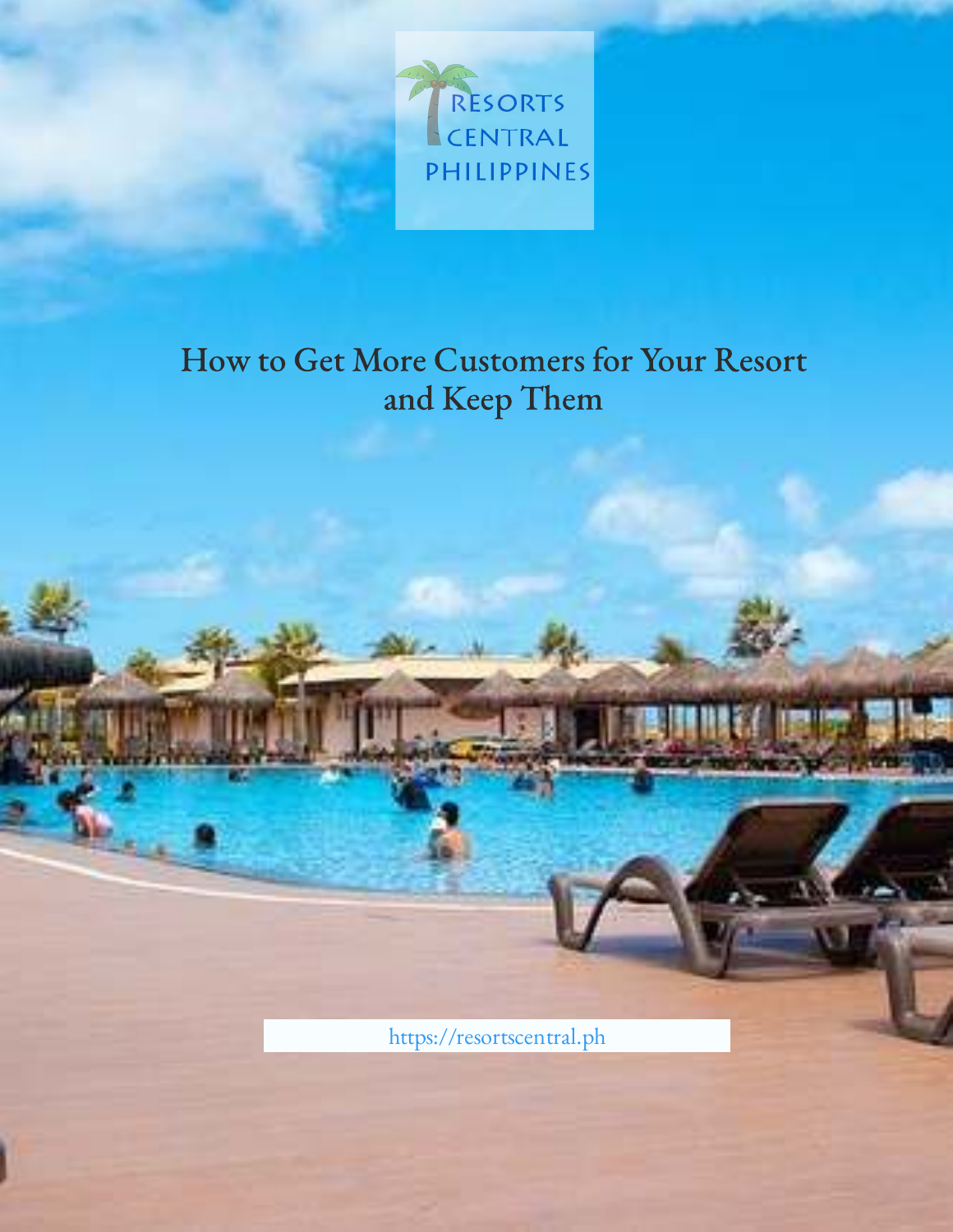RESORTS CENTRAL PHILIPPINES

# How to Get More Customers for Your Resort and Keep Them

https://resortscentral.ph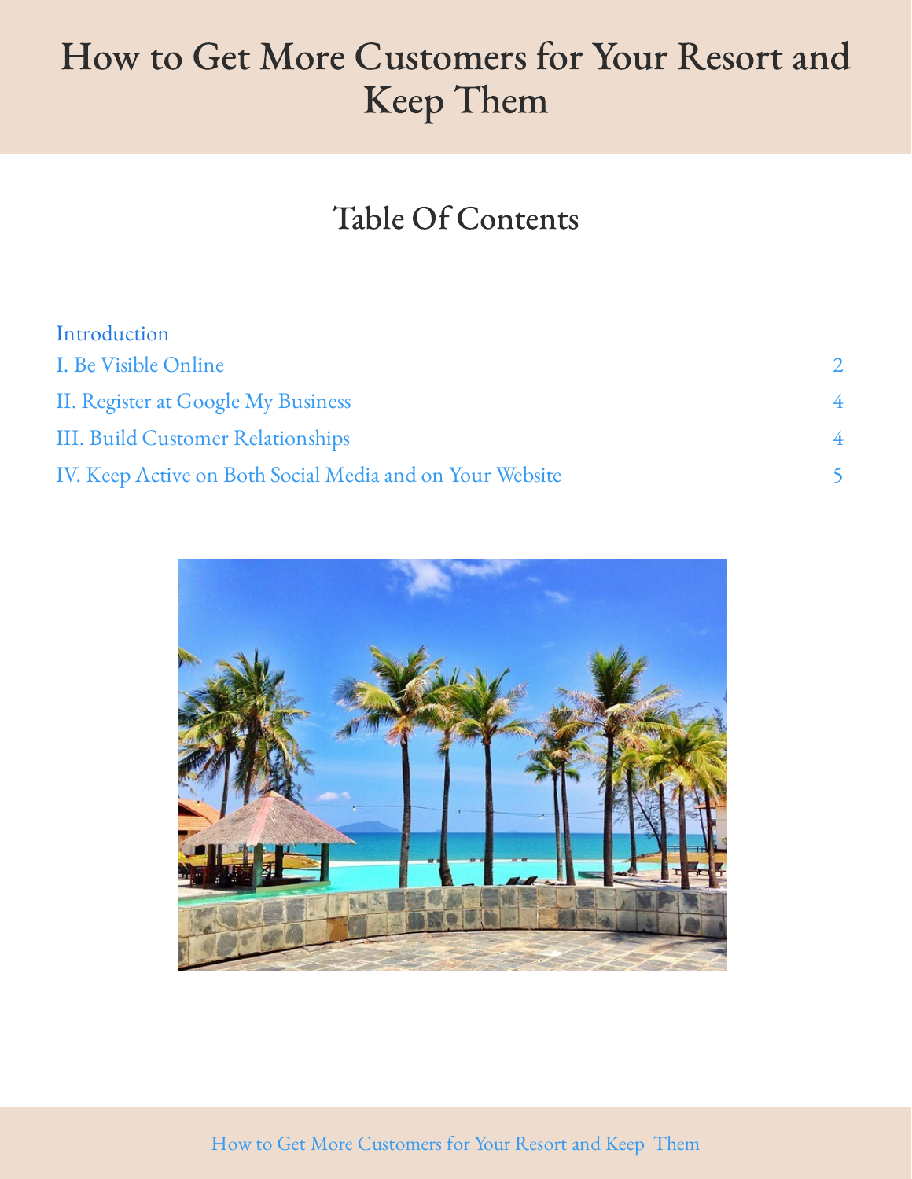# How to Get More Customers for Your Resort and Keep Them

## Table Of Contents

| | |
|---|---|
| Introduction | |
| I. Be Visible Online | 2 |
| II. Register at Google My Business | 4 |
| III. Build Customer Relationships | 4 |
| IV. Keep Active on Both Social Media and on Your Website | 5 |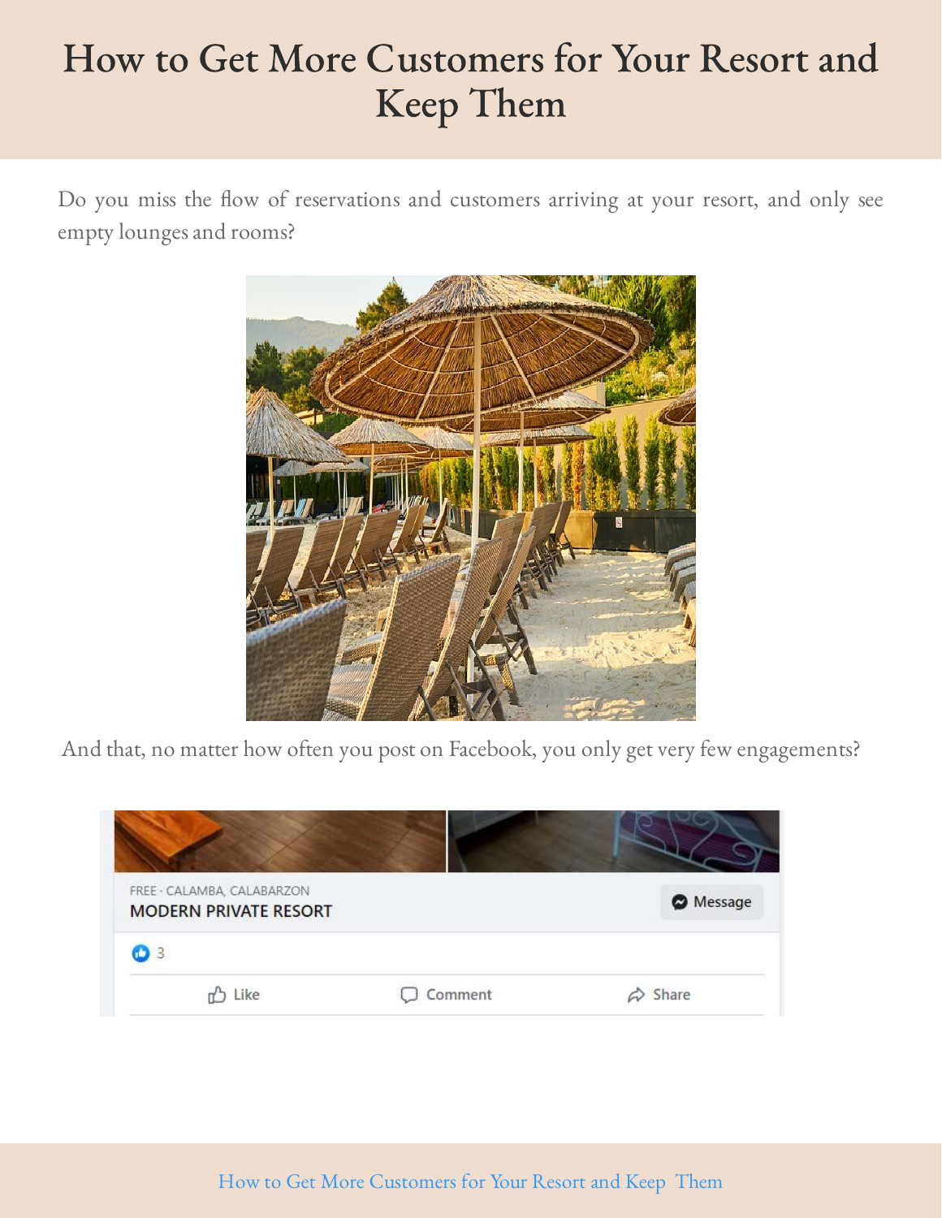# How to Get More Customers for Your Resort and Keep Them

Do you miss the flow of reservations and customers arriving at your resort, and only see empty lounges and rooms?

And that, no matter how often you post on Facebook, you only get very few engagements?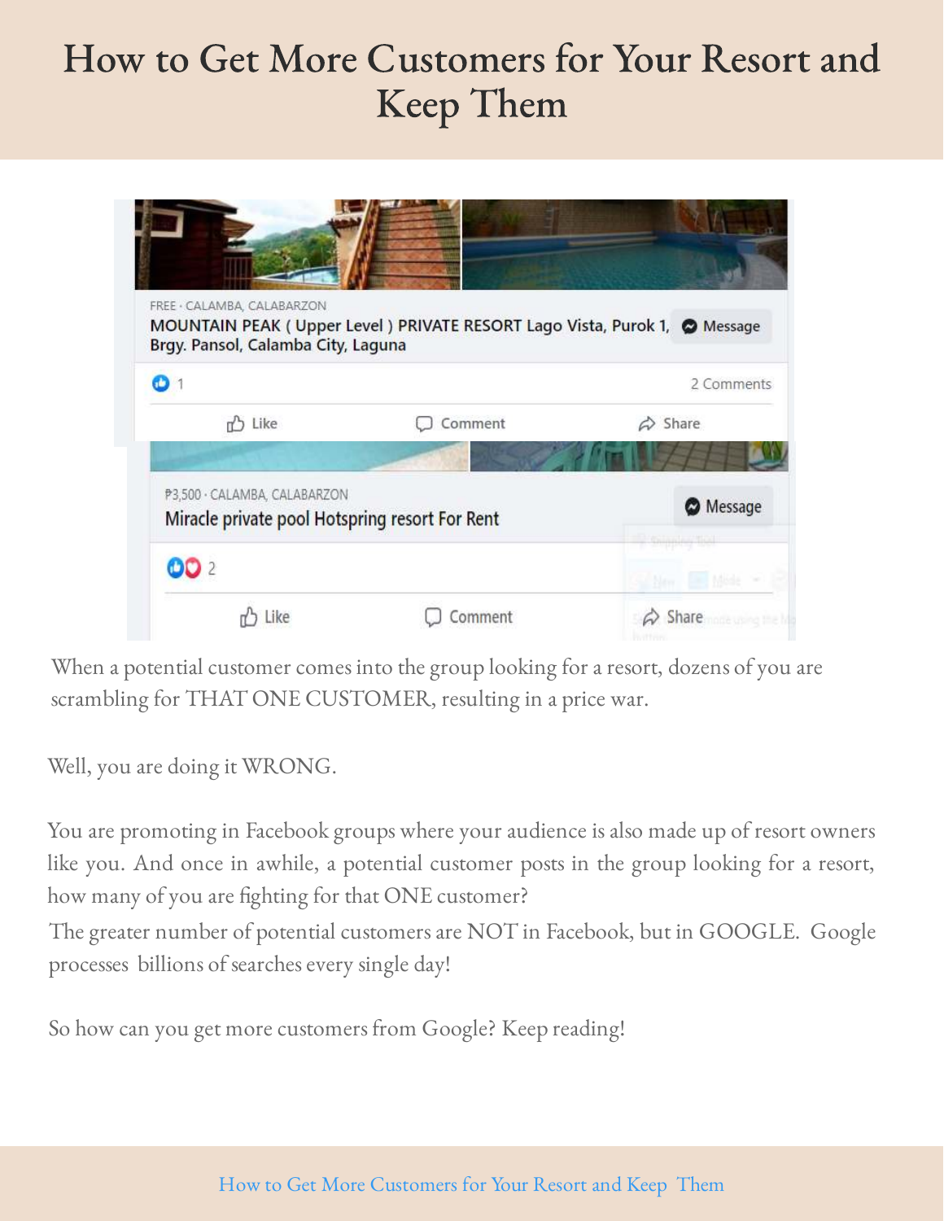# How to Get More Customers for Your Resort and Keep Them

When a potential customer comes into the group looking for a resort, dozens of you are scrambling for THAT ONE CUSTOMER, resulting in a price war.

Well, you are doing it WRONG.

You are promoting in Facebook groups where your audience is also made up of resort owners like you. And once in awhile, a potential customer posts in the group looking for a resort, how many of you are fighting for that ONE customer?

The greater number of potential customers are NOT in Facebook, but in GOOGLE. Google processes billions of searches every single day!

So how can you get more customers from Google? Keep reading!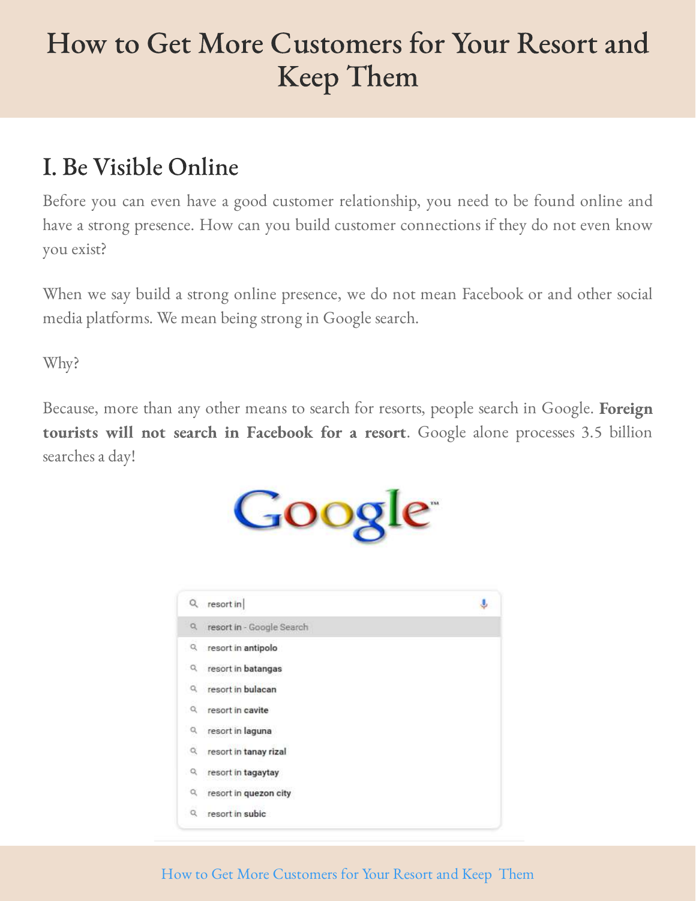# How to Get More Customers for Your Resort and Keep Them

## I. Be Visible Online

Before you can even have a good customer relationship, you need to be found online and have a strong presence. How can you build customer connections if they do not even know you exist?

When we say build a strong online presence, we do not mean Facebook or and other social media platforms. We mean being strong in Google search.

Why?

Because, more than any other means to search for resorts, people search in Google. **Foreign tourists will not search in Facebook for a resort**. Google alone processes 3.5 billion searches a day!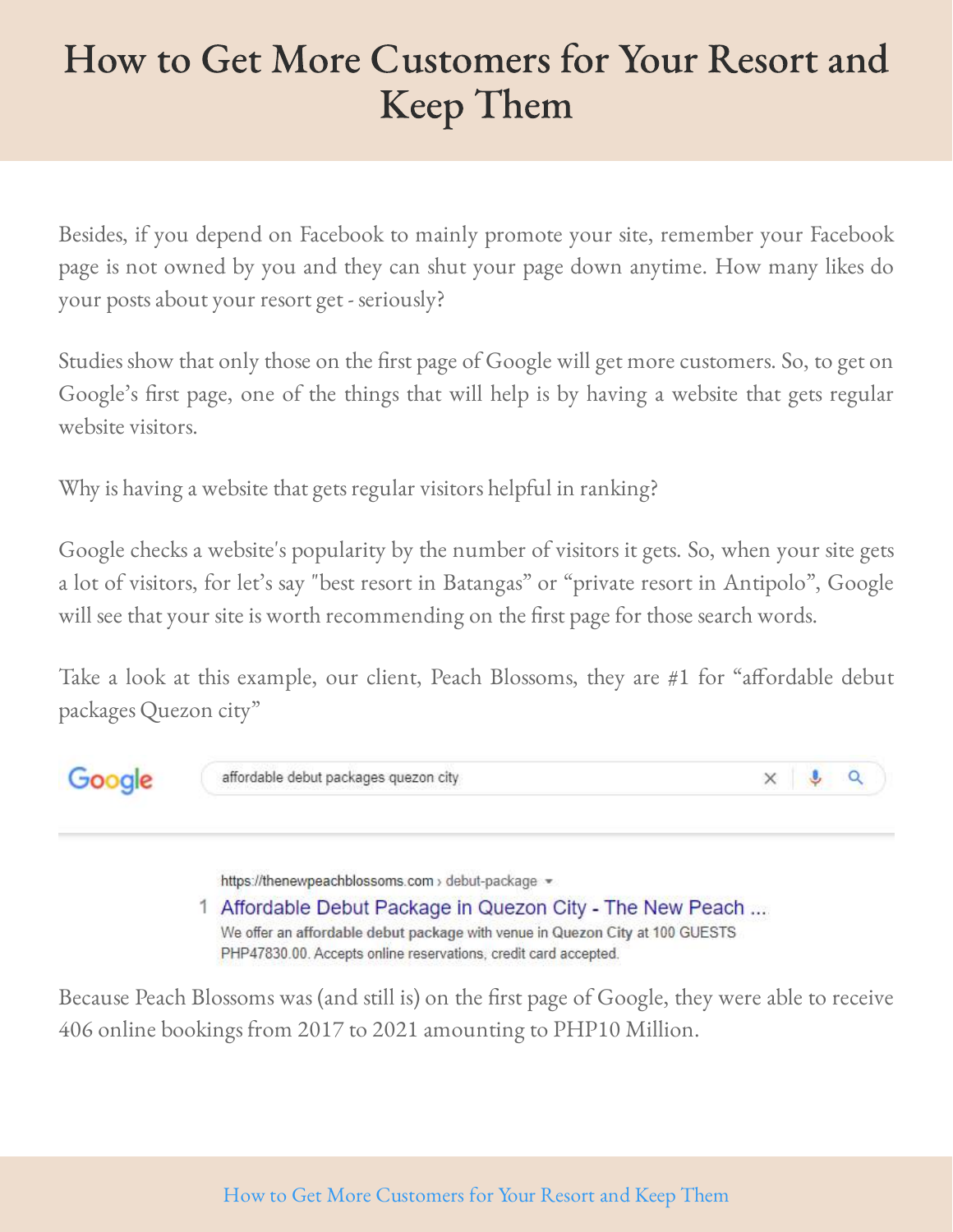Besides, if you depend on Facebook to mainly promote your site, remember your Facebook page is not owned by you and they can shut your page down anytime. How many likes do your posts about your resort get - seriously?

Studies show that only those on the first page of Google will get more customers. So, to get on Google's first page, one of the things that will help is by having a website that gets regular website visitors.

Why is having a website that gets regular visitors helpful in ranking?

Google checks a website's popularity by the number of visitors it gets. So, when your site gets a lot of visitors, for let's say "best resort in Batangas" or "private resort in Antipolo", Google will see that your site is worth recommending on the first page for those search words.

Take a look at this example, our client, Peach Blossoms, they are #1 for "affordable debut packages Quezon city"

Google | affordable debut packages quezon city

https://thenewpeachblossoms.com › debut-package

1 Affordable Debut Package in Quezon City - The New Peach ...

We offer an affordable debut package with venue in Quezon City at 100 GUESTS PHP47830.00. Accepts online reservations, credit card accepted.

Because Peach Blossoms was (and still is) on the first page of Google, they were able to receive 406 online bookings from 2017 to 2021 amounting to PHP10 Million.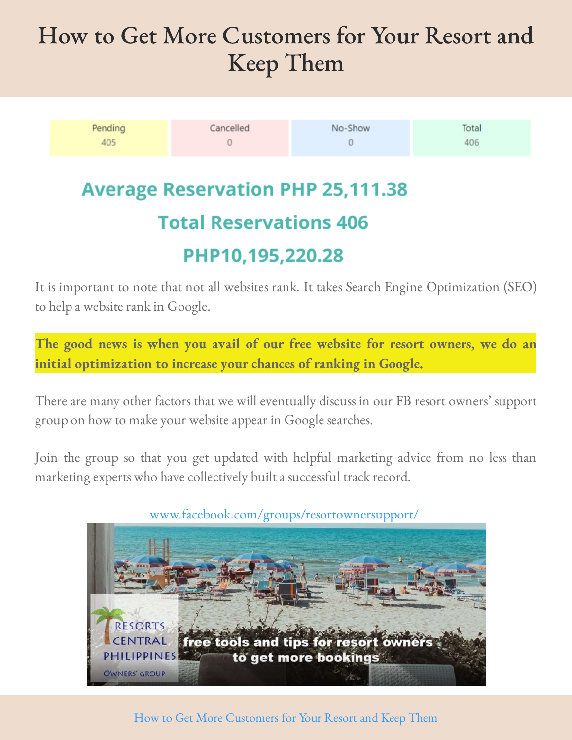# How to Get More Customers for Your Resort and Keep Them

| Pending | Cancelled | No-Show | Total |
|---|---|---|---|
| 405 | 0 | 0 | 406 |

**Average Reservation PHP 25,111.38**

**Total Reservations 406**

**PHP10,195,220.28**

It is important to note that not all websites rank. It takes Search Engine Optimization (SEO) to help a website rank in Google.

**The good news is when you avail of our free website for resort owners, we do an initial optimization to increase your chances of ranking in Google.**

There are many other factors that we will eventually discuss in our FB resort owners' support group on how to make your website appear in Google searches.

Join the group so that you get updated with helpful marketing advice from no less than marketing experts who have collectively built a successful track record.

www.facebook.com/groups/resortownersupport/

RESORTS CENTRAL PHILIPPINES OWNERS' GROUP

free tools and tips for resort owners to get more bookings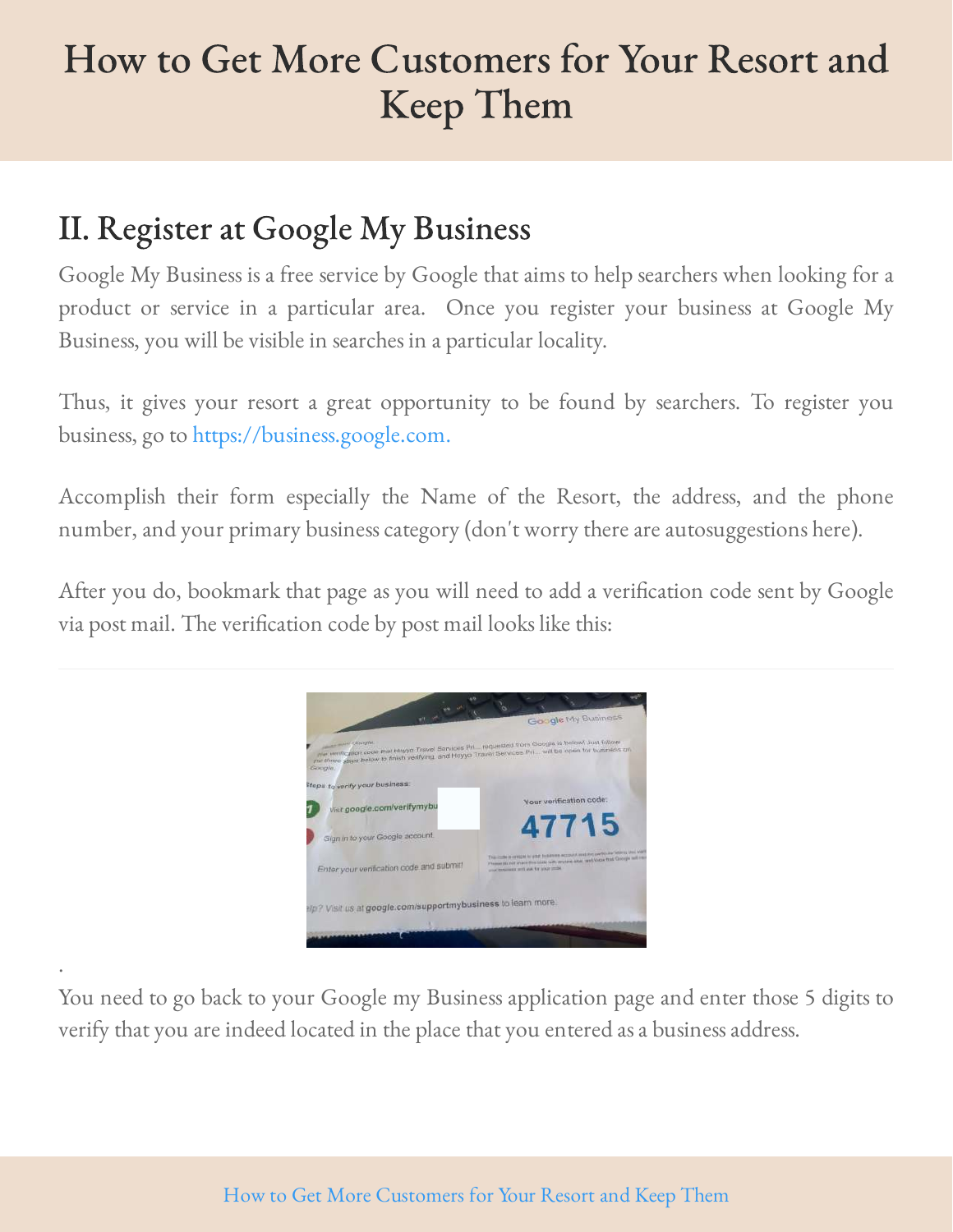# How to Get More Customers for Your Resort and Keep Them

## II. Register at Google My Business

Google My Business is a free service by Google that aims to help searchers when looking for a product or service in a particular area. Once you register your business at Google My Business, you will be visible in searches in a particular locality.

Thus, it gives your resort a great opportunity to be found by searchers. To register you business, go to https://business.google.com.

Accomplish their form especially the Name of the Resort, the address, and the phone number, and your primary business category (don't worry there are autosuggestions here).

After you do, bookmark that page as you will need to add a verification code sent by Google via post mail. The verification code by post mail looks like this:

---

.

You need to go back to your Google my Business application page and enter those 5 digits to verify that you are indeed located in the place that you entered as a business address.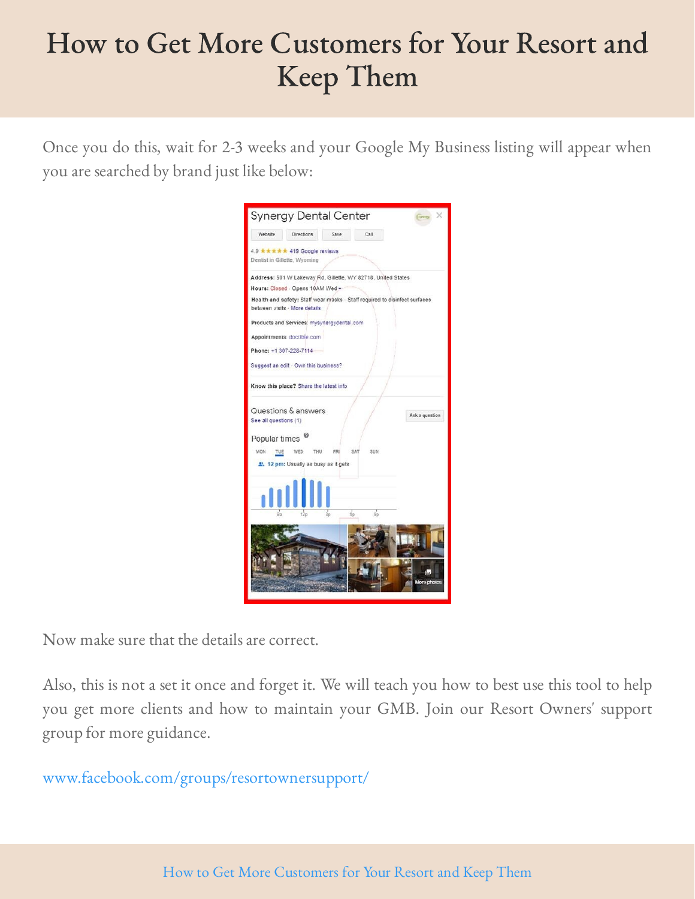# How to Get More Customers for Your Resort and Keep Them

Once you do this, wait for 2-3 weeks and your Google My Business listing will appear when you are searched by brand just like below:

Now make sure that the details are correct.

Also, this is not a set it once and forget it. We will teach you how to best use this tool to help you get more clients and how to maintain your GMB. Join our Resort Owners' support group for more guidance.

www.facebook.com/groups/resortownersupport/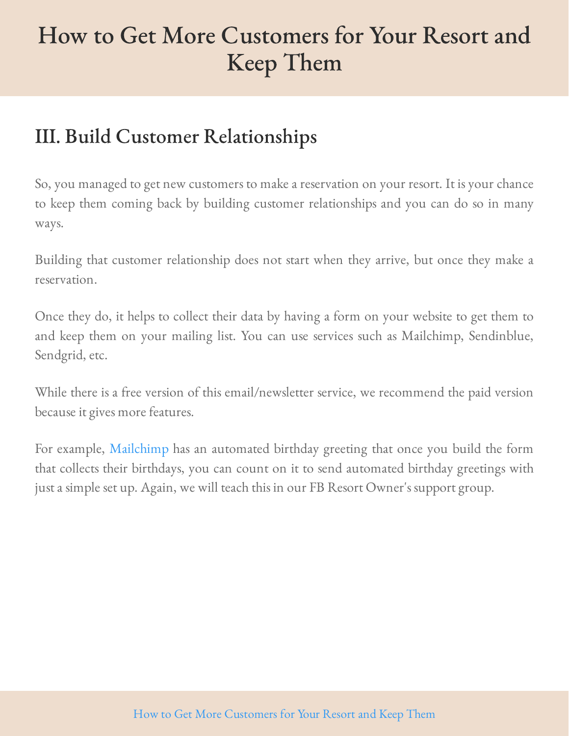## III. Build Customer Relationships

So, you managed to get new customers to make a reservation on your resort. It is your chance to keep them coming back by building customer relationships and you can do so in many ways.

Building that customer relationship does not start when they arrive, but once they make a reservation.

Once they do, it helps to collect their data by having a form on your website to get them to and keep them on your mailing list. You can use services such as Mailchimp, Sendinblue, Sendgrid, etc.

While there is a free version of this email/newsletter service, we recommend the paid version because it gives more features.

For example, Mailchimp has an automated birthday greeting that once you build the form that collects their birthdays, you can count on it to send automated birthday greetings with just a simple set up. Again, we will teach this in our FB Resort Owner's support group.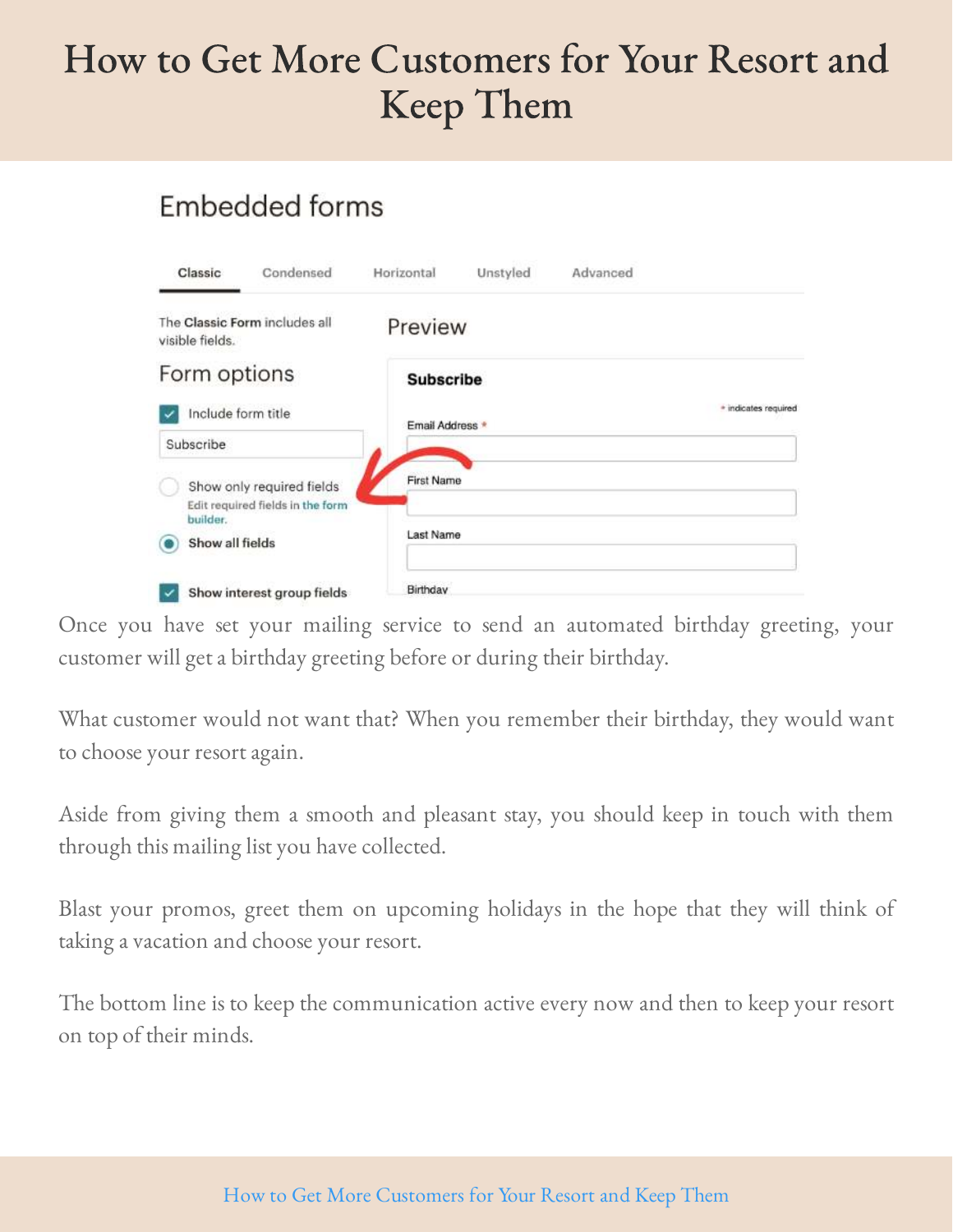# How to Get More Customers for Your Resort and Keep Them

Once you have set your mailing service to send an automated birthday greeting, your customer will get a birthday greeting before or during their birthday.

What customer would not want that? When you remember their birthday, they would want to choose your resort again.

Aside from giving them a smooth and pleasant stay, you should keep in touch with them through this mailing list you have collected.

Blast your promos, greet them on upcoming holidays in the hope that they will think of taking a vacation and choose your resort.

The bottom line is to keep the communication active every now and then to keep your resort on top of their minds.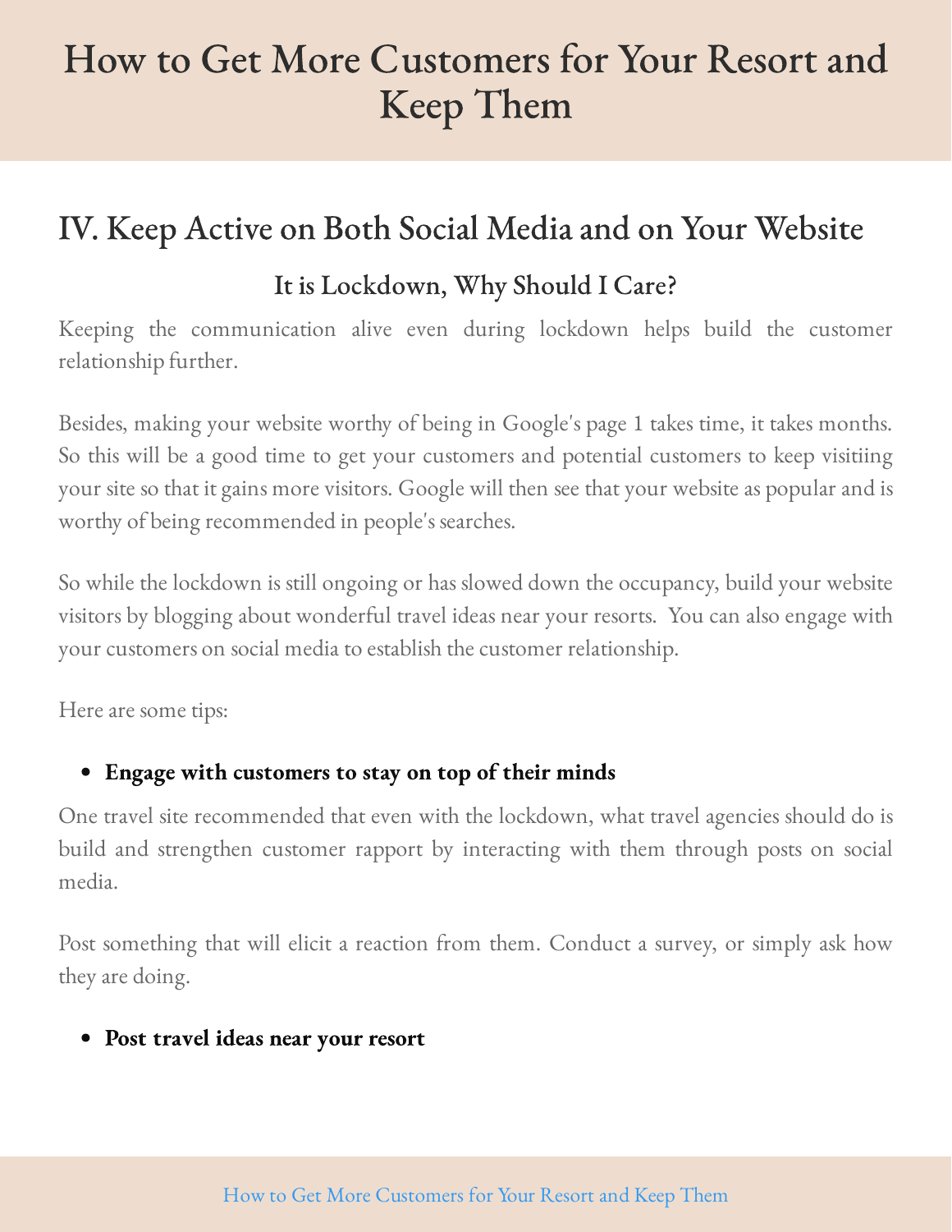## IV. Keep Active on Both Social Media and on Your Website

### It is Lockdown, Why Should I Care?

Keeping the communication alive even during lockdown helps build the customer relationship further.

Besides, making your website worthy of being in Google's page 1 takes time, it takes months. So this will be a good time to get your customers and potential customers to keep visitiing your site so that it gains more visitors. Google will then see that your website as popular and is worthy of being recommended in people's searches.

So while the lockdown is still ongoing or has slowed down the occupancy, build your website visitors by blogging about wonderful travel ideas near your resorts. You can also engage with your customers on social media to establish the customer relationship.

Here are some tips:

- **Engage with customers to stay on top of their minds**

One travel site recommended that even with the lockdown, what travel agencies should do is build and strengthen customer rapport by interacting with them through posts on social media.

Post something that will elicit a reaction from them. Conduct a survey, or simply ask how they are doing.

- **Post travel ideas near your resort**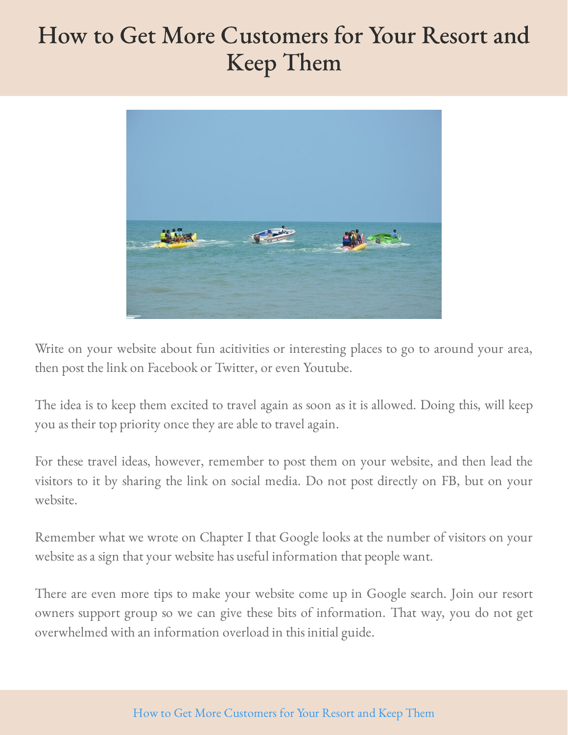# How to Get More Customers for Your Resort and Keep Them

Write on your website about fun acitivities or interesting places to go to around your area, then post the link on Facebook or Twitter, or even Youtube.

The idea is to keep them excited to travel again as soon as it is allowed. Doing this, will keep you as their top priority once they are able to travel again.

For these travel ideas, however, remember to post them on your website, and then lead the visitors to it by sharing the link on social media. Do not post directly on FB, but on your website.

Remember what we wrote on Chapter I that Google looks at the number of visitors on your website as a sign that your website has useful information that people want.

There are even more tips to make your website come up in Google search. Join our resort owners support group so we can give these bits of information. That way, you do not get overwhelmed with an information overload in this initial guide.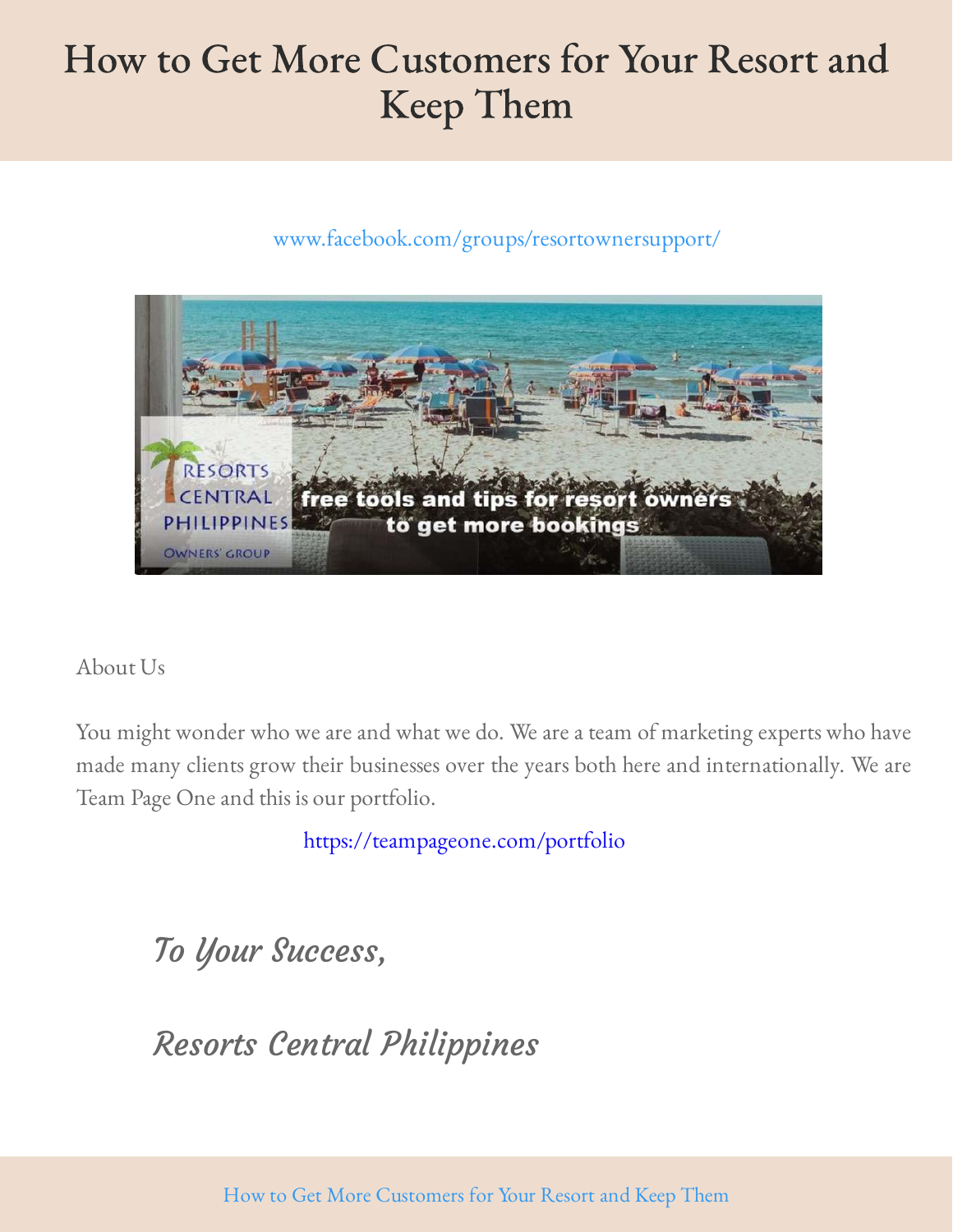# How to Get More Customers for Your Resort and Keep Them

www.facebook.com/groups/resortownersupport/

About Us

You might wonder who we are and what we do. We are a team of marketing experts who have made many clients grow their businesses over the years both here and internationally. We are Team Page One and this is our portfolio.

https://teampageone.com/portfolio

*To Your Success,*

*Resorts Central Philippines*